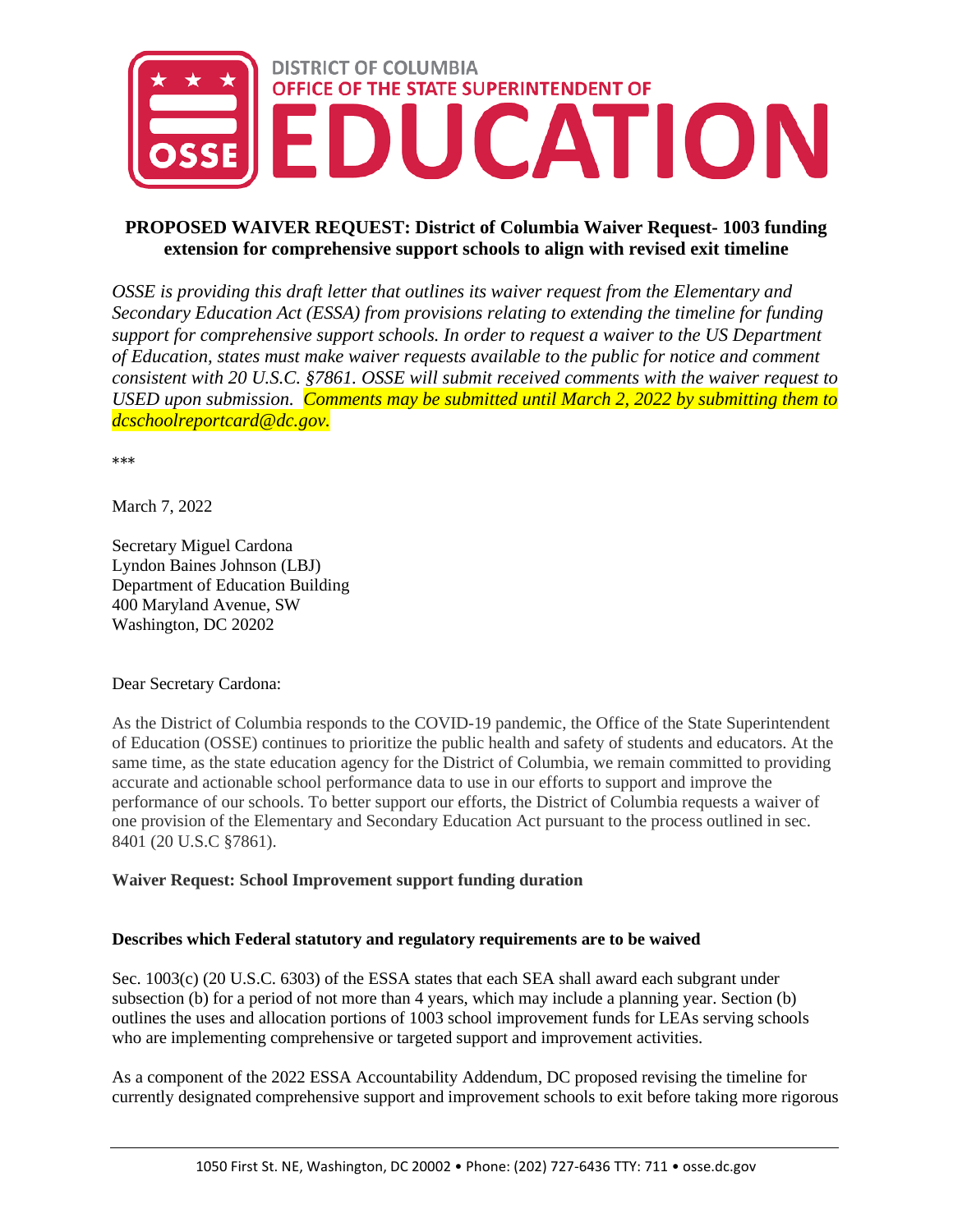DISTRICT OF COLUMBIA
OFFICE OF THE STATE SUPERINTENDENT OF
EDUCATION

**PROPOSED WAIVER REQUEST: District of Columbia Waiver Request- 1003 funding extension for comprehensive support schools to align with revised exit timeline**

*OSSE is providing this draft letter that outlines its waiver request from the Elementary and Secondary Education Act (ESSA) from provisions relating to extending the timeline for funding support for comprehensive support schools. In order to request a waiver to the US Department of Education, states must make waiver requests available to the public for notice and comment consistent with 20 U.S.C. §7861. OSSE will submit received comments with the waiver request to USED upon submission. Comments may be submitted until March 2, 2022 by submitting them to dcschoolreportcard@dc.gov.*

***

March 7, 2022

Secretary Miguel Cardona
Lyndon Baines Johnson (LBJ)
Department of Education Building
400 Maryland Avenue, SW
Washington, DC 20202

Dear Secretary Cardona:

As the District of Columbia responds to the COVID-19 pandemic, the Office of the State Superintendent of Education (OSSE) continues to prioritize the public health and safety of students and educators. At the same time, as the state education agency for the District of Columbia, we remain committed to providing accurate and actionable school performance data to use in our efforts to support and improve the performance of our schools. To better support our efforts, the District of Columbia requests a waiver of one provision of the Elementary and Secondary Education Act pursuant to the process outlined in sec. 8401 (20 U.S.C §7861).

**Waiver Request: School Improvement support funding duration**

**Describes which Federal statutory and regulatory requirements are to be waived**

Sec. 1003(c) (20 U.S.C. 6303) of the ESSA states that each SEA shall award each subgrant under subsection (b) for a period of not more than 4 years, which may include a planning year. Section (b) outlines the uses and allocation portions of 1003 school improvement funds for LEAs serving schools who are implementing comprehensive or targeted support and improvement activities.

As a component of the 2022 ESSA Accountability Addendum, DC proposed revising the timeline for currently designated comprehensive support and improvement schools to exit before taking more rigorous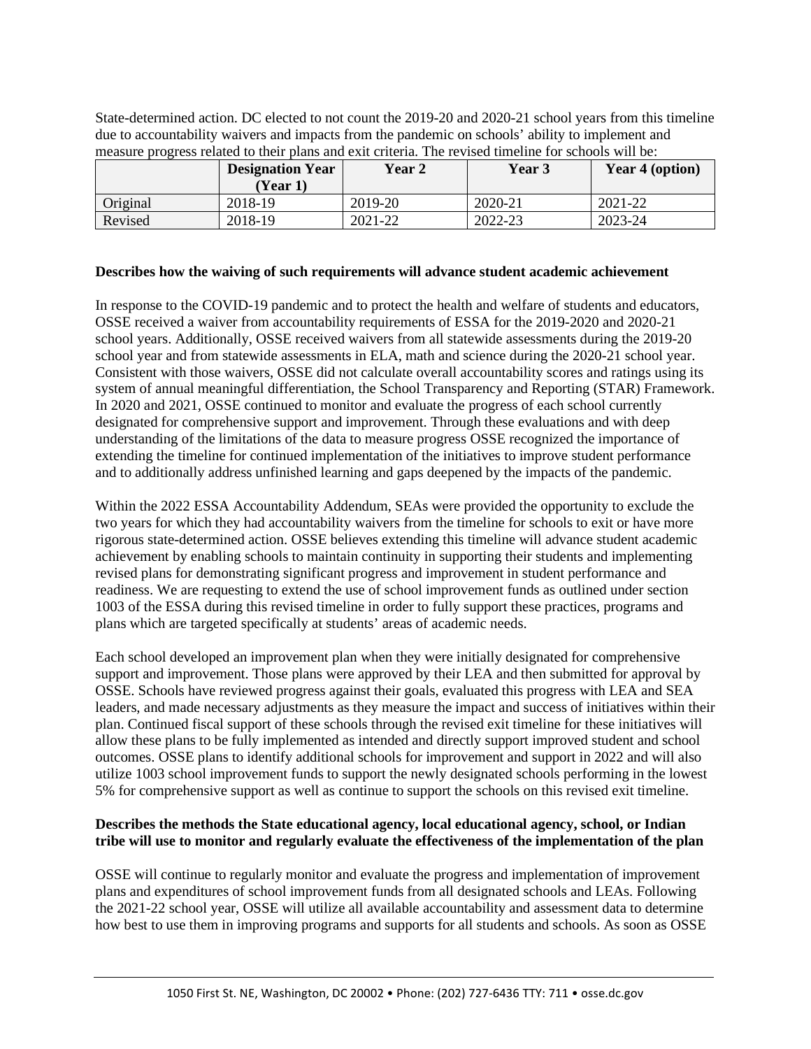State-determined action. DC elected to not count the 2019-20 and 2020-21 school years from this timeline due to accountability waivers and impacts from the pandemic on schools' ability to implement and measure progress related to their plans and exit criteria. The revised timeline for schools will be:

| | Designation Year (Year 1) | Year 2 | Year 3 | Year 4 (option) |
|---|---|---|---|---|
| Original | 2018-19 | 2019-20 | 2020-21 | 2021-22 |
| Revised | 2018-19 | 2021-22 | 2022-23 | 2023-24 |

**Describes how the waiving of such requirements will advance student academic achievement**

In response to the COVID-19 pandemic and to protect the health and welfare of students and educators, OSSE received a waiver from accountability requirements of ESSA for the 2019-2020 and 2020-21 school years. Additionally, OSSE received waivers from all statewide assessments during the 2019-20 school year and from statewide assessments in ELA, math and science during the 2020-21 school year. Consistent with those waivers, OSSE did not calculate overall accountability scores and ratings using its system of annual meaningful differentiation, the School Transparency and Reporting (STAR) Framework. In 2020 and 2021, OSSE continued to monitor and evaluate the progress of each school currently designated for comprehensive support and improvement. Through these evaluations and with deep understanding of the limitations of the data to measure progress OSSE recognized the importance of extending the timeline for continued implementation of the initiatives to improve student performance and to additionally address unfinished learning and gaps deepened by the impacts of the pandemic.

Within the 2022 ESSA Accountability Addendum, SEAs were provided the opportunity to exclude the two years for which they had accountability waivers from the timeline for schools to exit or have more rigorous state-determined action. OSSE believes extending this timeline will advance student academic achievement by enabling schools to maintain continuity in supporting their students and implementing revised plans for demonstrating significant progress and improvement in student performance and readiness. We are requesting to extend the use of school improvement funds as outlined under section 1003 of the ESSA during this revised timeline in order to fully support these practices, programs and plans which are targeted specifically at students' areas of academic needs.

Each school developed an improvement plan when they were initially designated for comprehensive support and improvement. Those plans were approved by their LEA and then submitted for approval by OSSE. Schools have reviewed progress against their goals, evaluated this progress with LEA and SEA leaders, and made necessary adjustments as they measure the impact and success of initiatives within their plan. Continued fiscal support of these schools through the revised exit timeline for these initiatives will allow these plans to be fully implemented as intended and directly support improved student and school outcomes. OSSE plans to identify additional schools for improvement and support in 2022 and will also utilize 1003 school improvement funds to support the newly designated schools performing in the lowest 5% for comprehensive support as well as continue to support the schools on this revised exit timeline.

**Describes the methods the State educational agency, local educational agency, school, or Indian tribe will use to monitor and regularly evaluate the effectiveness of the implementation of the plan**

OSSE will continue to regularly monitor and evaluate the progress and implementation of improvement plans and expenditures of school improvement funds from all designated schools and LEAs. Following the 2021-22 school year, OSSE will utilize all available accountability and assessment data to determine how best to use them in improving programs and supports for all students and schools. As soon as OSSE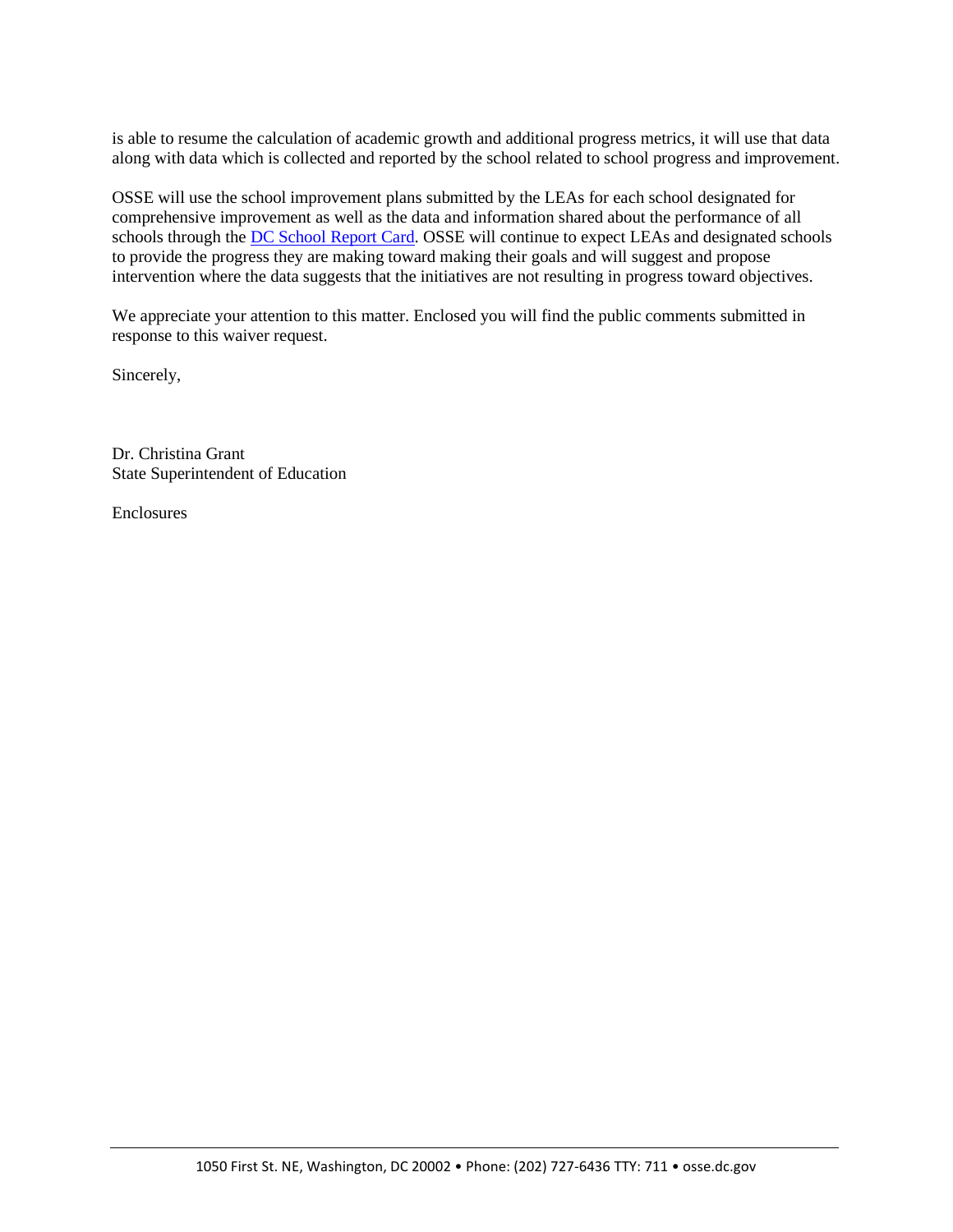is able to resume the calculation of academic growth and additional progress metrics, it will use that data along with data which is collected and reported by the school related to school progress and improvement.

OSSE will use the school improvement plans submitted by the LEAs for each school designated for comprehensive improvement as well as the data and information shared about the performance of all schools through the DC School Report Card. OSSE will continue to expect LEAs and designated schools to provide the progress they are making toward making their goals and will suggest and propose intervention where the data suggests that the initiatives are not resulting in progress toward objectives.

We appreciate your attention to this matter. Enclosed you will find the public comments submitted in response to this waiver request.

Sincerely,

Dr. Christina Grant
State Superintendent of Education

Enclosures